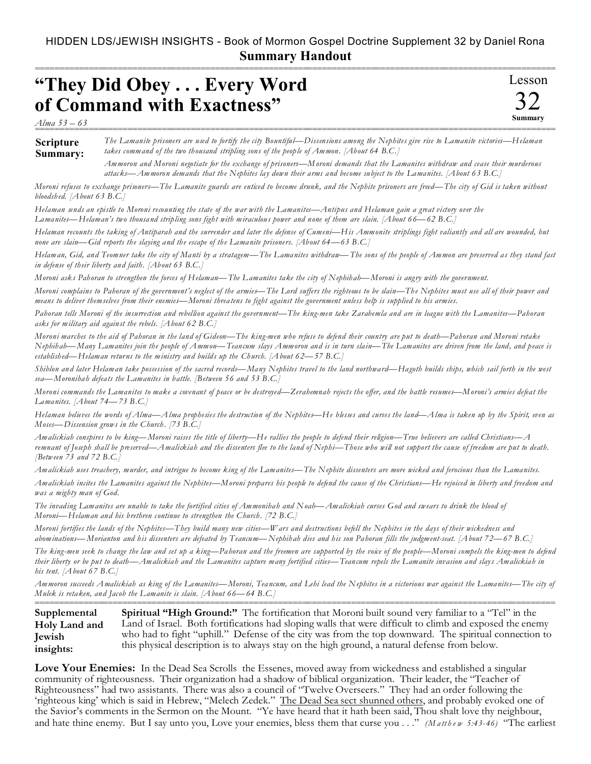HIDDEN LDS/JEWISH INSIGHTS - Book of Mormon Gospel Doctrine Supplement 32 by Daniel Rona

**Summary Handout**

# "They Did Obey . . . Every Word of Command with Exactness"

Lesson 32 Summary

*Alma 53 – 63*

**Scripture Summary:**

*The Lamanite prisoners are used to fortify the city Bountiful—Dissensions among the Nephites give rise to Lamanite victories—Helaman takes command of the two thousand stripling sons of the people of Ammon. [About 64 B.C.]*

*Ammoron and Moroni negotiate for the exchange of prisoners—Moroni demands that the Lamanites withdraw and cease their murderous attacks—Ammoron demands that the Nephites lay down their arms and become subject to the Lamanites. [About 63 B.C.]*

*Moroni refuses to exchange prisoners—The Lamanite guards are enticed to become drunk, and the Nephite prisoners are freed—The city of Gid is taken without bloodshed. [About 63 B.C.]*

*Helaman sends an epistle to Moroni recounting the state of the war with the Lamanites—Antipus and Helaman gain a great victory over the Lamanites—Helaman's two thousand stripling sons fight with miraculous power and none of them are slain. [About 66—62 B.C.]*

*Helaman recounts the taking of Antiparah and the surrender and later the defense of Cumeni—His Ammonite striplings fight valiantly and all are wounded, but none are slain—Gid reports the slaying and the escape of the Lamanite prisoners. [About 64—63 B.C.]*

*Helaman, Gid, and Teomner take the city of Manti by a stratagem—The Lamanites withdraw—The sons of the people of Ammon are preserved as they stand fast in defense of their liberty and faith. [About 63 B.C.]*

*Moroni asks Pahoran to strengthen the forces of Helaman—The Lamanites take the city of Nephihah—Moroni is angry with the government.*

*Moroni complains to Pahoran of the government's neglect of the armies—The Lord suffers the righteous to be slain—The Nephites must use all of their power and means to deliver themselves from their enemies—Moroni threatens to fight against the government unless help is supplied to his armies.*

*Pahoran tells Moroni of the insurrection and rebellion against the government—The king-men take Zarahemla and are in league with the Lamanites—Pahoran asks for military aid against the rebels. [About 62 B.C.]*

*Moroni marches to the aid of Pahoran in the land of Gideon—The king-men who refuse to defend their country are put to death—Pahoran and Moroni retake Nephihah—Many Lamanites join the people of Ammon—Teancum slays Ammoron and is in turn slain—The Lamanites are driven from the land, and peace is established—Helaman returns to the ministry and builds up the Church. [About 62—57 B.C.]*

*Shiblon and later Helaman take possession of the sacred records—Many Nephites travel to the land northward—Hagoth builds ships, which sail forth in the west sea—Moronihah defeats the Lamanites in battle. [Between 56 and 53 B.C.]*

*Moroni commands the Lamanites to make a covenant of peace or be destroyed—Zerahemnah rejects the offer, and the battle resumes—Moroni's armies defeat the Lamanites. [About 74—73 B.C.]*

*Helaman believes the words of Alma—Alma prophesies the destruction of the Nephites—He blesses and curses the land—Alma is taken up by the Spirit, even as Moses—Dissension grows in the Church. [73 B.C.]*

*Amalickiah conspires to be king—Moroni raises the title of liberty—He rallies the people to defend their religion—True believers are called Christians—A remnant of Joseph shall be preserved—Amalickiah and the dissenters flee to the land of Nephi—Those who will not support the cause of freedom are put to death. [Between 73 and 72 B.C.]*

*Amalickiah uses treachery, murder, and intrigue to become king of the Lamanites—The Nephite dissenters are more wicked and ferocious than the Lamanites.*

*Amalickiah incites the Lamanites against the Nephites—Moroni prepares his people to defend the cause of the Christians—He rejoiced in liberty and freedom and was a mighty man of God.*

*The invading Lamanites are unable to take the fortified cities of Ammonihah and Noah—Amalickiah curses God and swears to drink the blood of Moroni—Helaman and his brethren continue to strengthen the Church. [72 B.C.]*

*Moroni fortifies the lands of the Nephites—They build many new cities—Wars and destructions befell the Nephites in the days of their wickedness and abominations—Morianton and his dissenters are defeated by Teancum—Nephihah dies and his son Pahoran fills the judgment-seat. [About 72—67 B.C.]*

*The king-men seek to change the law and set up a king—Pahoran and the freemen are supported by the voice of the people—Moroni compels the king-men to defend their liberty or be put to death—Amalickiah and the Lamanites capture many fortified cities—Teancum repels the Lamanite invasion and slays Amalickiah in his tent. [About 67 B.C.]*

*Ammoron succeeds Amalickiah as king of the Lamanites—Moroni, Teancum, and Lehi lead the Nephites in a victorious war against the Lamanites—The city of Mulek is retaken, and Jacob the Lamanite is slain. [About 66—64 B.C.]*

**Supplemental Holy Land and Jewish insights:**

**Spiritual "High Ground:"** The fortification that Moroni built sound very familiar to a "Tel" in the Land of Israel. Both fortifications had sloping walls that were difficult to climb and exposed the enemy who had to fight "uphill." Defense of the city was from the top downward. The spiritual connection to this physical description is to always stay on the high ground, a natural defense from below.

**Love Your Enemies:** In the Dead Sea Scrolls the Essenes, moved away from wickedness and established a singular community of righteousness. Their organization had a shadow of biblical organization. Their leader, the "Teacher of Righteousness" had two assistants. There was also a council of "Twelve Overseers." They had an order following the 'righteous king' which is said in Hebrew, "Melech Zedek." <u>The Dead Sea sect shunned others</u>, and probably evoked one of the Savior's comments in the Sermon on the Mount. "Ye have heard that it hath been said, Thou shalt love thy neighbour, and hate thine enemy. But I say unto you, Love your enemies, bless them that curse you . . ." *(Matthew 5:43-46)* "The earliest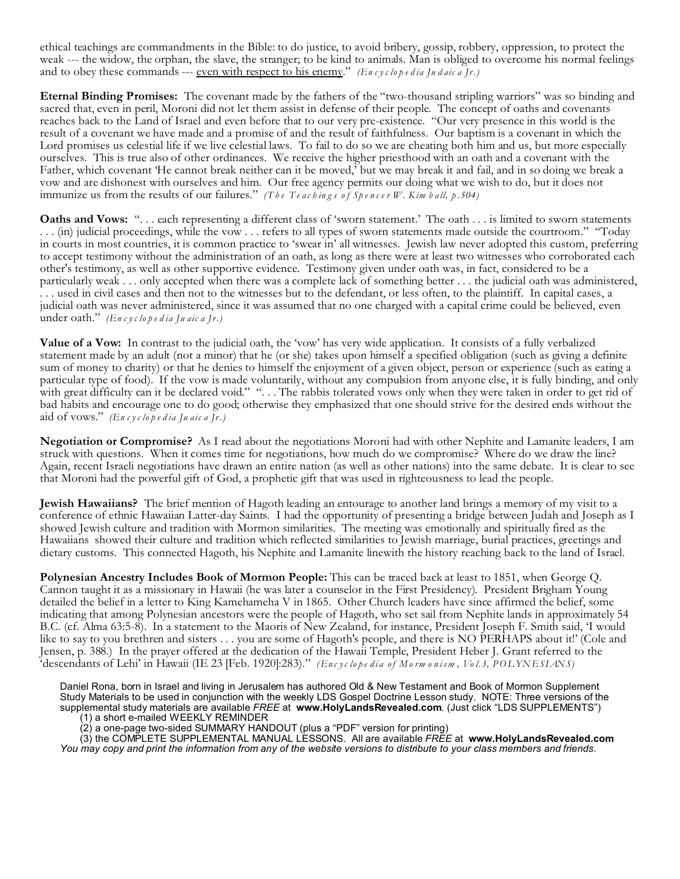ethical teachings are commandments in the Bible: to do justice, to avoid bribery, gossip, robbery, oppression, to protect the weak --- the widow, the orphan, the slave, the stranger; to be kind to animals. Man is obliged to overcome his normal feelings and to obey these commands --- <u>even with respect to his enemy</u>." *(Encyclopedia Judaica Jr.)*

**Eternal Binding Promises:** The covenant made by the fathers of the "two-thousand stripling warriors" was so binding and sacred that, even in peril, Moroni did not let them assist in defense of their people. The concept of oaths and covenants reaches back to the Land of Israel and even before that to our very pre-existence. "Our very presence in this world is the result of a covenant we have made and a promise of and the result of faithfulness. Our baptism is a covenant in which the Lord promises us celestial life if we live celestial laws. To fail to do so we are cheating both him and us, but more especially ourselves. This is true also of other ordinances. We receive the higher priesthood with an oath and a covenant with the Father, which covenant 'He cannot break neither can it be moved,' but we may break it and fail, and in so doing we break a vow and are dishonest with ourselves and him. Our free agency permits our doing what we wish to do, but it does not immunize us from the results of our failures." *(The Teachings of Spencer W. Kimball, p.504)*

**Oaths and Vows:** ". . . each representing a different class of 'sworn statement.' The oath . . . is limited to sworn statements . . . (in) judicial proceedings, while the vow . . . refers to all types of sworn statements made outside the courtroom." "Today in courts in most countries, it is common practice to 'swear in' all witnesses. Jewish law never adopted this custom, preferring to accept testimony without the administration of an oath, as long as there were at least two witnesses who corroborated each other's testimony, as well as other supportive evidence. Testimony given under oath was, in fact, considered to be a particularly weak . . . only accepted when there was a complete lack of something better . . . the judicial oath was administered, . . . used in civil cases and then not to the witnesses but to the defendant, or less often, to the plaintiff. In capital cases, a judicial oath was never administered, since it was assumed that no one charged with a capital crime could be believed, even under oath." *(Encyclopedia Juaica Jr.)*

**Value of a Vow:** In contrast to the judicial oath, the 'vow' has very wide application. It consists of a fully verbalized statement made by an adult (not a minor) that he (or she) takes upon himself a specified obligation (such as giving a definite sum of money to charity) or that he denies to himself the enjoyment of a given object, person or experience (such as eating a particular type of food). If the vow is made voluntarily, without any compulsion from anyone else, it is fully binding, and only with great difficulty can it be declared void." ". . . The rabbis tolerated vows only when they were taken in order to get rid of bad habits and encourage one to do good; otherwise they emphasized that one should strive for the desired ends without the aid of vows." *(Encyclopedia Juaica Jr.)*

**Negotiation or Compromise?** As I read about the negotiations Moroni had with other Nephite and Lamanite leaders, I am struck with questions. When it comes time for negotiations, how much do we compromise? Where do we draw the line? Again, recent Israeli negotiations have drawn an entire nation (as well as other nations) into the same debate. It is clear to see that Moroni had the powerful gift of God, a prophetic gift that was used in righteousness to lead the people.

**Jewish Hawaiians?** The brief mention of Hagoth leading an entourage to another land brings a memory of my visit to a conference of ethnic Hawaiian Latter-day Saints. I had the opportunity of presenting a bridge between Judah and Joseph as I showed Jewish culture and tradition with Mormon similarities. The meeting was emotionally and spiritually fired as the Hawaiians showed their culture and tradition which reflected similarities to Jewish marriage, burial practices, greetings and dietary customs. This connected Hagoth, his Nephite and Lamanite linewith the history reaching back to the land of Israel.

**Polynesian Ancestry Includes Book of Mormon People:** This can be traced back at least to 1851, when George Q. Cannon taught it as a missionary in Hawaii (he was later a counselor in the First Presidency). President Brigham Young detailed the belief in a letter to King Kamehameha V in 1865. Other Church leaders have since affirmed the belief, some indicating that among Polynesian ancestors were the people of Hagoth, who set sail from Nephite lands in approximately 54 B.C. (cf. Alma 63:5-8). In a statement to the Maoris of New Zealand, for instance, President Joseph F. Smith said, 'I would like to say to you brethren and sisters . . . you are some of Hagoth's people, and there is NO PERHAPS about it!' (Cole and Jensen, p. 388.) In the prayer offered at the dedication of the Hawaii Temple, President Heber J. Grant referred to the 'descendants of Lehi' in Hawaii (IE 23 [Feb. 1920]:283)." *(Encyclopedia of Mormonism, Vol.3, POLYNESIANS)*

Daniel Rona, born in Israel and living in Jerusalem has authored Old & New Testament and Book of Mormon Supplement Study Materials to be used in conjunction with the weekly LDS Gospel Doctrine Lesson study. NOTE: Three versions of the supplemental study materials are available *FREE* at **www.HolyLandsRevealed.com**. (Just click "LDS SUPPLEMENTS")

(1) a short e-mailed WEEKLY REMINDER
(2) a one-page two-sided SUMMARY HANDOUT (plus a "PDF" version for printing)
(3) the COMPLETE SUPPLEMENTAL MANUAL LESSONS. All are available *FREE* at **www.HolyLandsRevealed.com**

*You may copy and print the information from any of the website versions to distribute to your class members and friends.*